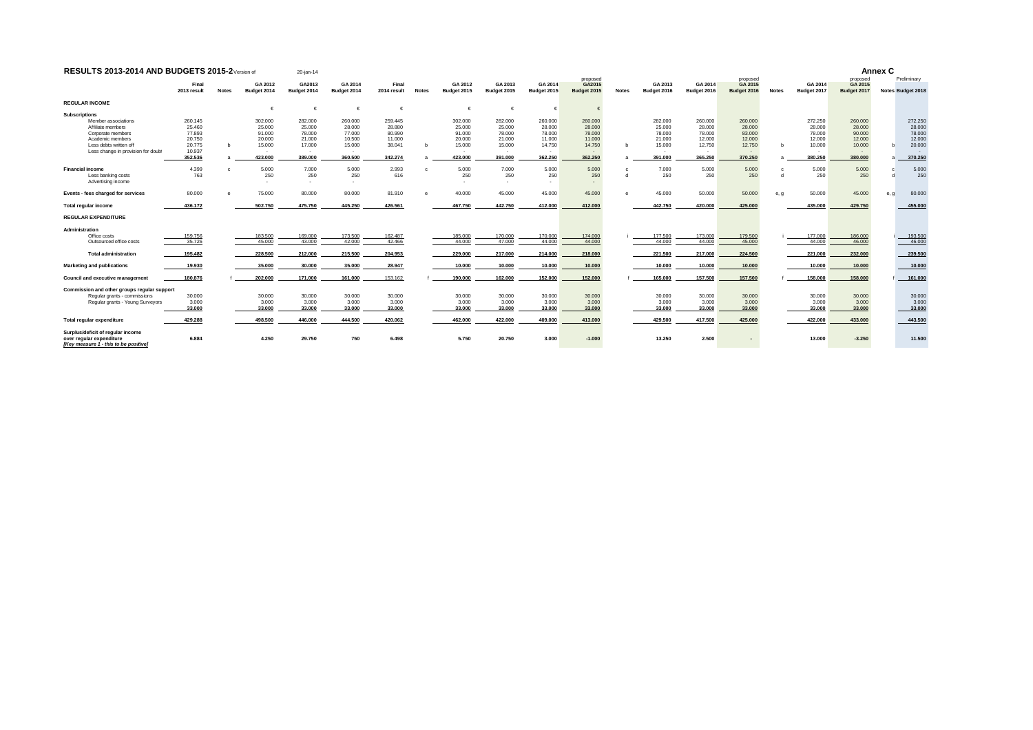# RESULTS 2013-2014 AND BUDGETS 2015-2

Version of 20-jan-14

**Annex C**

| | Final 2013 result | Notes | GA 2012 Budget 2014 | GA2013 Budget 2014 | GA 2014 Budget 2014 | Final 2014 result | Notes | GA 2012 Budget 2015 | GA 2013 Budget 2015 | GA 2014 Budget 2015 | proposed GA2015 Budget 2015 | Notes | GA 2013 Budget 2016 | GA 2014 Budget 2016 | proposed GA 2015 Budget 2016 | Notes | GA 2014 Budget 2017 | proposed GA 2015 Budget 2017 | Notes | Preliminary Budget 2018 |
|---|---|---|---|---|---|---|---|---|---|---|---|---|---|---|---|---|---|---|---|---|
| **REGULAR INCOME** | | | € | € | € | € | | € | € | € | € | | | | | | | | | |
| **Subscriptions** | | | | | | | | | | | | | | | | | | | | |
| Member associations | 260.145 | | 302.000 | 282.000 | 260.000 | 259.445 | | 302.000 | 282.000 | 260.000 | 260.000 | | 282.000 | 260.000 | 260.000 | | 272.250 | 260.000 | | 272.250 |
| Affiliate members | 25.460 | | 25.000 | 25.000 | 28.000 | 28.880 | | 25.000 | 25.000 | 28.000 | 28.000 | | 25.000 | 28.000 | 28.000 | | 28.000 | 28.000 | | 28.000 |
| Corporate members | 77.893 | | 91.000 | 78.000 | 77.000 | 80.990 | | 91.000 | 78.000 | 78.000 | 78.000 | | 78.000 | 78.000 | 83.000 | | 78.000 | 90.000 | | 78.000 |
| Academic members | 20.750 | | 20.000 | 21.000 | 10.500 | 11.000 | | 20.000 | 21.000 | 11.000 | 11.000 | | 21.000 | 12.000 | 12.000 | | 12.000 | 12.000 | | 12.000 |
| Less debts written off | 20.775 | b | 15.000 | 17.000 | 15.000 | 38.041 | b | 15.000 | 15.000 | 14.750 | 14.750 | b | 15.000 | 12.750 | 12.750 | b | 10.000 | 10.000 | b | 20.000 |
| Less change in provision for doubt | 10.937 | | - | - | - | | | - | - | - | - | | - | - | - | | - | - | | - |
| | 352.536 | a | 423.000 | 389.000 | 360.500 | 342.274 | a | 423.000 | 391.000 | 362.250 | 362.250 | a | 391.000 | 365.250 | 370.250 | a | 380.250 | 380.000 | a | 370.250 |
| **Financial income** | 4.399 | c | 5.000 | 7.000 | 5.000 | 2.993 | c | 5.000 | 7.000 | 5.000 | 5.000 | c | 7.000 | 5.000 | 5.000 | c | 5.000 | 5.000 | c | 5.000 |
| Less banking costs | 763 | | 250 | 250 | 250 | 616 | | 250 | 250 | 250 | 250 | d | 250 | 250 | 250 | d | 250 | 250 | d | 250 |
| Advertising income | | | - | - | - | | | - | - | - | - | | | | | | | | | |
| **Events - fees charged for services** | 80.000 | e | 75.000 | 80.000 | 80.000 | 81.910 | e | 40.000 | 45.000 | 45.000 | 45.000 | e | 45.000 | 50.000 | 50.000 | e, g | 50.000 | 45.000 | e, g | 80.000 |
| **Total regular income** | 436.172 | | 502.750 | 475.750 | 445.250 | 426.561 | | 467.750 | 442.750 | 412.000 | 412.000 | | 442.750 | 420.000 | 425.000 | | 435.000 | 429.750 | | 455.000 |
| **REGULAR EXPENDITURE** | | | | | | | | | | | | | | | | | | | | |
| **Administration** | | | | | | | | | | | | | | | | | | | | |
| Office costs | 159.756 | | 183.500 | 169.000 | 173.500 | 162.487 | | 185.000 | 170.000 | 170.000 | 174.000 | i | 177.500 | 173.000 | 179.500 | i | 177.000 | 186.000 | i | 193.500 |
| Outsourced office costs | 35.726 | | 45.000 | 43.000 | 42.000 | 42.466 | | 44.000 | 47.000 | 44.000 | 44.000 | | 44.000 | 44.000 | 45.000 | | 44.000 | 46.000 | | 46.000 |
| **Total administration** | 195.482 | | 228.500 | 212.000 | 215.500 | 204.953 | | 229.000 | 217.000 | 214.000 | 218.000 | | 221.500 | 217.000 | 224.500 | | 221.000 | 232.000 | | 239.500 |
| **Marketing and publications** | 19.930 | | 35.000 | 30.000 | 35.000 | 28.947 | | 10.000 | 10.000 | 10.000 | 10.000 | | 10.000 | 10.000 | 10.000 | | 10.000 | 10.000 | | 10.000 |
| **Council and executive management** | 180.876 | f | 202.000 | 171.000 | 161.000 | 153.162 | f | 190.000 | 162.000 | 152.000 | 152.000 | f | 165.000 | 157.500 | 157.500 | f | 158.000 | 158.000 | f | 161.000 |
| **Commission and other groups regular support** | | | | | | | | | | | | | | | | | | | | |
| Regular grants - commissions | 30.000 | | 30.000 | 30.000 | 30.000 | 30.000 | | 30.000 | 30.000 | 30.000 | 30.000 | | 30.000 | 30.000 | 30.000 | | 30.000 | 30.000 | | 30.000 |
| Regular grants - Young Surveyors | 3.000 | | 3.000 | 3.000 | 3.000 | 3.000 | | 3.000 | 3.000 | 3.000 | 3.000 | | 3.000 | 3.000 | 3.000 | | 3.000 | 3.000 | | 3.000 |
| | 33.000 | | 33.000 | 33.000 | 33.000 | 33.000 | | 33.000 | 33.000 | 33.000 | 33.000 | | 33.000 | 33.000 | 33.000 | | 33.000 | 33.000 | | 33.000 |
| **Total regular expenditure** | 429.288 | | 498.500 | 446.000 | 444.500 | 420.062 | | 462.000 | 422.000 | 409.000 | 413.000 | | 429.500 | 417.500 | 425.000 | | 422.000 | 433.000 | | 443.500 |
| **Surplus/deficit of regular income over regular expenditure** ***[Key measure 1 - this to be positive]*** | 6.884 | | 4.250 | 29.750 | 750 | 6.498 | | 5.750 | 20.750 | 3.000 | -1.000 | | 13.250 | 2.500 | - | | 13.000 | -3.250 | | 11.500 |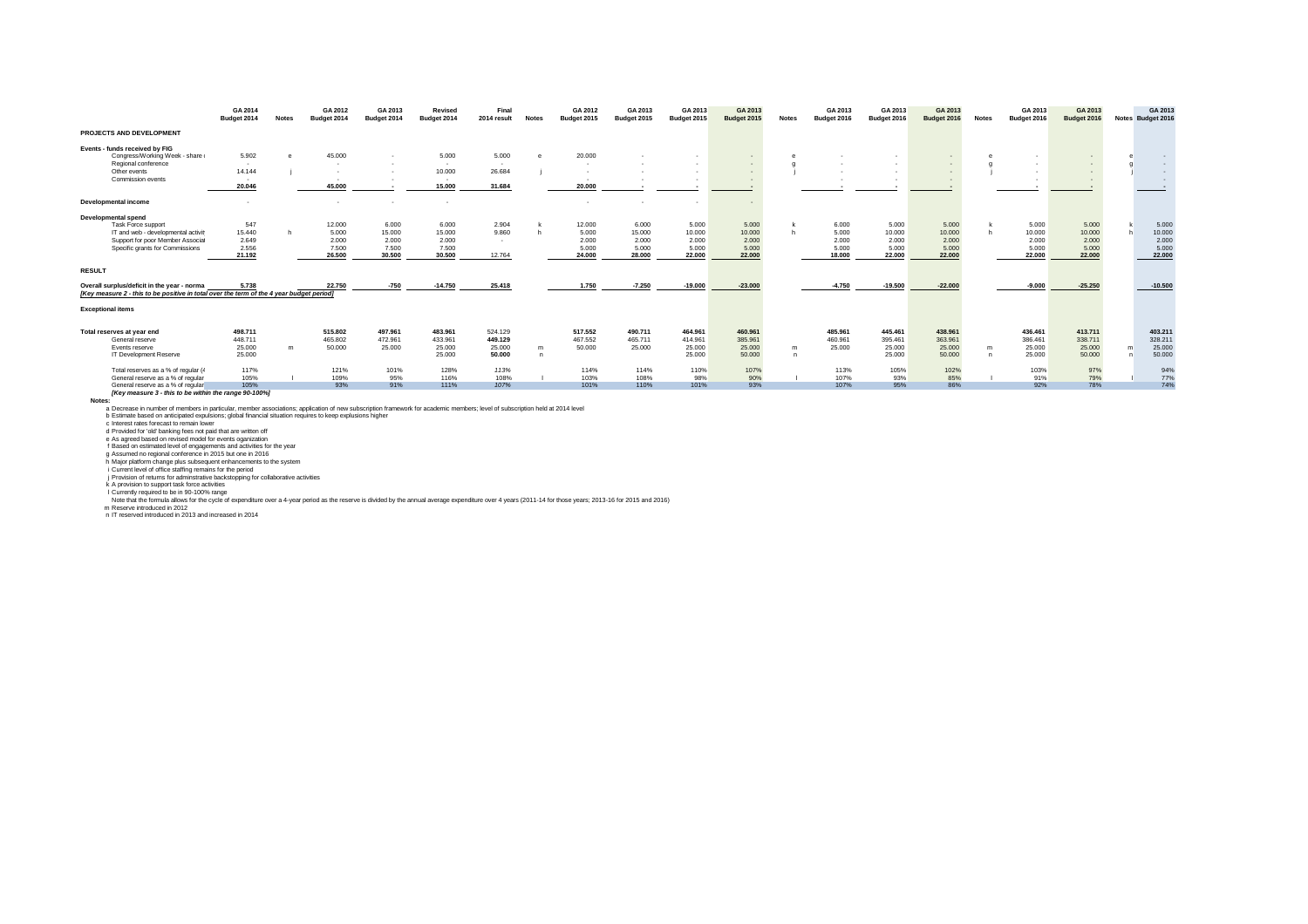| | GA 2014 Budget 2014 | Notes | GA 2012 Budget 2014 | GA 2013 Budget 2014 | Revised Budget 2014 | Final 2014 result | Notes | GA 2012 Budget 2015 | GA 2013 Budget 2015 | GA 2013 Budget 2015 | GA 2013 Budget 2015 | Notes | GA 2013 Budget 2016 | GA 2013 Budget 2016 | GA 2013 Budget 2016 | Notes | GA 2013 Budget 2016 | GA 2013 Budget 2016 | Notes | GA 2013 Budget 2016 |
|---|---|---|---|---|---|---|---|---|---|---|---|---|---|---|---|---|---|---|---|---|
| **PROJECTS AND DEVELOPMENT** | | | | | | | | | | | | | | | | | | | | |
| **Events - funds received by FIG** | | | | | | | | | | | | | | | | | | | | |
| Congress/Working Week - share r | 5.902 | e | 45.000 | - | 5.000 | 5.000 | e | 20.000 | - | - | - | e | - | - | - | e | - | - | e | - |
| Regional conference | - | | - | - | - | - | | - | - | - | - | g | - | - | - | g | - | - | g | - |
| Other events | 14.144 | j | - | - | 10.000 | 26.684 | j | - | - | - | - | j | - | - | - | j | - | - | j | - |
| Commission events | - | | - | - | - | | | - | - | - | - | | - | - | - | | - | - | | - |
| | **20.046** | | **45.000** | **-** | **15.000** | **31.684** | | **20.000** | **-** | **-** | **-** | | **-** | **-** | **-** | | **-** | **-** | | **-** |
| **Developmental income** | - | | - | - | - | | | - | - | - | - | | | | | | | | | |
| **Developmental spend** | | | | | | | | | | | | | | | | | | | | |
| Task Force support | 547 | | 12.000 | 6.000 | 6.000 | 2.904 | k | 12.000 | 6.000 | 5.000 | 5.000 | k | 6.000 | 5.000 | 5.000 | k | 5.000 | 5.000 | k | 5.000 |
| IT and web - developmental activit | 15.440 | h | 5.000 | 15.000 | 15.000 | 9.860 | h | 5.000 | 15.000 | 10.000 | 10.000 | h | 5.000 | 10.000 | 10.000 | h | 10.000 | 10.000 | h | 10.000 |
| Support for poor Member Associat | 2.649 | | 2.000 | 2.000 | 2.000 | - | | 2.000 | 2.000 | 2.000 | 2.000 | | 2.000 | 2.000 | 2.000 | | 2.000 | 2.000 | | 2.000 |
| Specific grants for Commissions | 2.556 | | 7.500 | 7.500 | 7.500 | | | 5.000 | 5.000 | 5.000 | 5.000 | | 5.000 | 5.000 | 5.000 | | 5.000 | 5.000 | | 5.000 |
| | **21.192** | | **26.500** | **30.500** | **30.500** | **12.764** | | **24.000** | **28.000** | **22.000** | **22.000** | | **18.000** | **22.000** | **22.000** | | **22.000** | **22.000** | | **22.000** |
| **RESULT** | | | | | | | | | | | | | | | | | | | | |
| **Overall surplus/deficit in the year - norma** | **5.738** | | **22.750** | **-750** | **-14.750** | **25.418** | | **1.750** | **-7.250** | **-19.000** | **-23.000** | | **-4.750** | **-19.500** | **-22.000** | | **-9.000** | **-25.250** | | **-10.500** |
| ***[Key measure 2 - this to be positive in total over the term of the 4 year budget period]*** | | | | | | | | | | | | | | | | | | | | |
| **Exceptional items** | | | | | | | | | | | | | | | | | | | | |
| **Total reserves at year end** | **498.711** | | **515.802** | **497.961** | **483.961** | 524.129 | | **517.552** | **490.711** | **464.961** | **460.961** | | **485.961** | **445.461** | **438.961** | | **436.461** | **413.711** | | **403.211** |
| General reserve | 448.711 | | 465.802 | 472.961 | 433.961 | **449.129** | | 467.552 | 465.711 | 414.961 | 385.961 | | 460.961 | 395.461 | 363.961 | | 386.461 | 338.711 | | 328.211 |
| Events reserve | 25.000 | m | 50.000 | 25.000 | 25.000 | 25.000 | m | 50.000 | 25.000 | 25.000 | 25.000 | m | 25.000 | 25.000 | 25.000 | m | 25.000 | 25.000 | m | 25.000 |
| IT Development Reserve | 25.000 | | | | 25.000 | **50.000** | n | | | 25.000 | 50.000 | n | | 25.000 | 50.000 | n | 25.000 | 50.000 | n | 50.000 |
| Total reserves as a % of regular (4 | 117% | | 121% | 101% | 128% | *113%* | | 114% | 114% | 110% | 107% | | 113% | 105% | 102% | | 103% | 97% | | 94% |
| General reserve as a % of regular | 105% | l | 109% | 95% | 116% | 108% | l | 103% | 108% | 98% | 90% | l | 107% | 93% | 85% | l | 91% | 79% | l | 77% |
| General reserve as a % of regular | 105% | | 93% | 91% | 111% | *107%* | | 101% | 110% | 101% | 93% | | 107% | 95% | 86% | | 92% | 78% | | 74% |
| ***[Key measure 3 - this to be within the range 90-100%]*** | | | | | | | | | | | | | | | | | | | | |

**Notes:**

a Decrease in number of members in particular, member associations; application of new subscription framework for academic members; level of subscription held at 2014 level
b Estimate based on anticipated expulsions; global financial situation requires to keep explusions higher
c Interest rates forecast to remain lower
d Provided for 'old' banking fees not paid that are written off
e As agreed based on revised model for events oganization
f Based on estimated level of engagements and activities for the year
g Assumed no regional conference in 2015 but one in 2016
h Major platform change plus subsequent enhancements to the system
i Current level of office staffing remains for the period
j Provision of returns for adminstrative backstopping for collaborative activities
k A provision to support task force activities
l Currently required to be in 90-100% range
Note that the formula allows for the cycle of expenditure over a 4-year period as the reserve is divided by the annual average expenditure over 4 years (2011-14 for those years; 2013-16 for 2015 and 2016)
m Reserve introduced in 2012
n IT reserved introduced in 2013 and increased in 2014